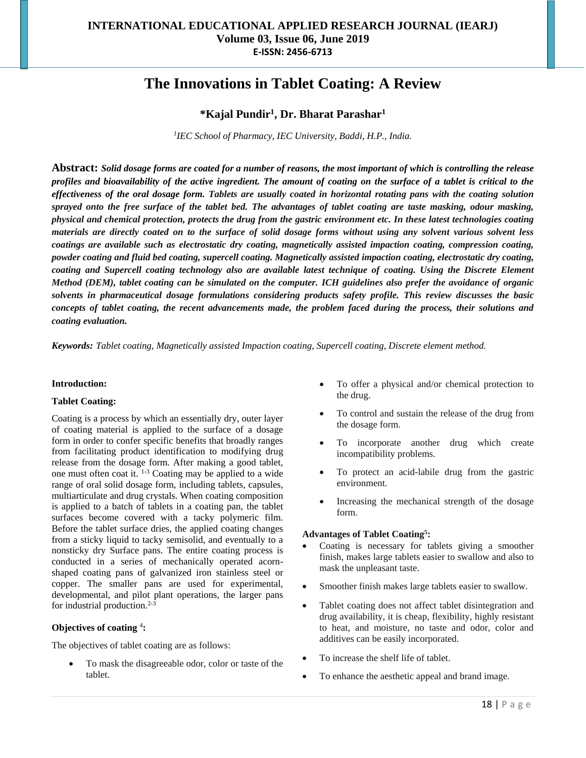# The Innovations in Tablet Coating: A Review

**\*Kajal Pundir[1], Dr. Bharat Parashar[1]**

[1]*IEC School of Pharmacy, IEC University, Baddi, H.P., India.*

**Abstract:** ***Solid dosage forms are coated for a number of reasons, the most important of which is controlling the release profiles and bioavailability of the active ingredient. The amount of coating on the surface of a tablet is critical to the effectiveness of the oral dosage form. Tablets are usually coated in horizontal rotating pans with the coating solution sprayed onto the free surface of the tablet bed. The advantages of tablet coating are taste masking, odour masking, physical and chemical protection, protects the drug from the gastric environment etc. In these latest technologies coating materials are directly coated on to the surface of solid dosage forms without using any solvent various solvent less coatings are available such as electrostatic dry coating, magnetically assisted impaction coating, compression coating, powder coating and fluid bed coating, supercell coating. Magnetically assisted impaction coating, electrostatic dry coating, coating and Supercell coating technology also are available latest technique of coating. Using the Discrete Element Method (DEM), tablet coating can be simulated on the computer. ICH guidelines also prefer the avoidance of organic solvents in pharmaceutical dosage formulations considering products safety profile. This review discusses the basic concepts of tablet coating, the recent advancements made, the problem faced during the process, their solutions and coating evaluation.***

***Keywords:*** *Tablet coating, Magnetically assisted Impaction coating, Supercell coating, Discrete element method.*

**Introduction:**

**Tablet Coating:**

Coating is a process by which an essentially dry, outer layer of coating material is applied to the surface of a dosage form in order to confer specific benefits that broadly ranges from facilitating product identification to modifying drug release from the dosage form. After making a good tablet, one must often coat it. [1-3] Coating may be applied to a wide range of oral solid dosage form, including tablets, capsules, multiarticulate and drug crystals. When coating composition is applied to a batch of tablets in a coating pan, the tablet surfaces become covered with a tacky polymeric film. Before the tablet surface dries, the applied coating changes from a sticky liquid to tacky semisolid, and eventually to a nonsticky dry Surface pans. The entire coating process is conducted in a series of mechanically operated acorn-shaped coating pans of galvanized iron stainless steel or copper. The smaller pans are used for experimental, developmental, and pilot plant operations, the larger pans for industrial production.[2-3]

**Objectives of coating [4]:**

The objectives of tablet coating are as follows:

- To mask the disagreeable odor, color or taste of the tablet.
- To offer a physical and/or chemical protection to the drug.
- To control and sustain the release of the drug from the dosage form.
- To incorporate another drug which create incompatibility problems.
- To protect an acid-labile drug from the gastric environment.
- Increasing the mechanical strength of the dosage form.

**Advantages of Tablet Coating[5]:**

- Coating is necessary for tablets giving a smoother finish, makes large tablets easier to swallow and also to mask the unpleasant taste.
- Smoother finish makes large tablets easier to swallow.
- Tablet coating does not affect tablet disintegration and drug availability, it is cheap, flexibility, highly resistant to heat, and moisture, no taste and odor, color and additives can be easily incorporated.
- To increase the shelf life of tablet.
- To enhance the aesthetic appeal and brand image.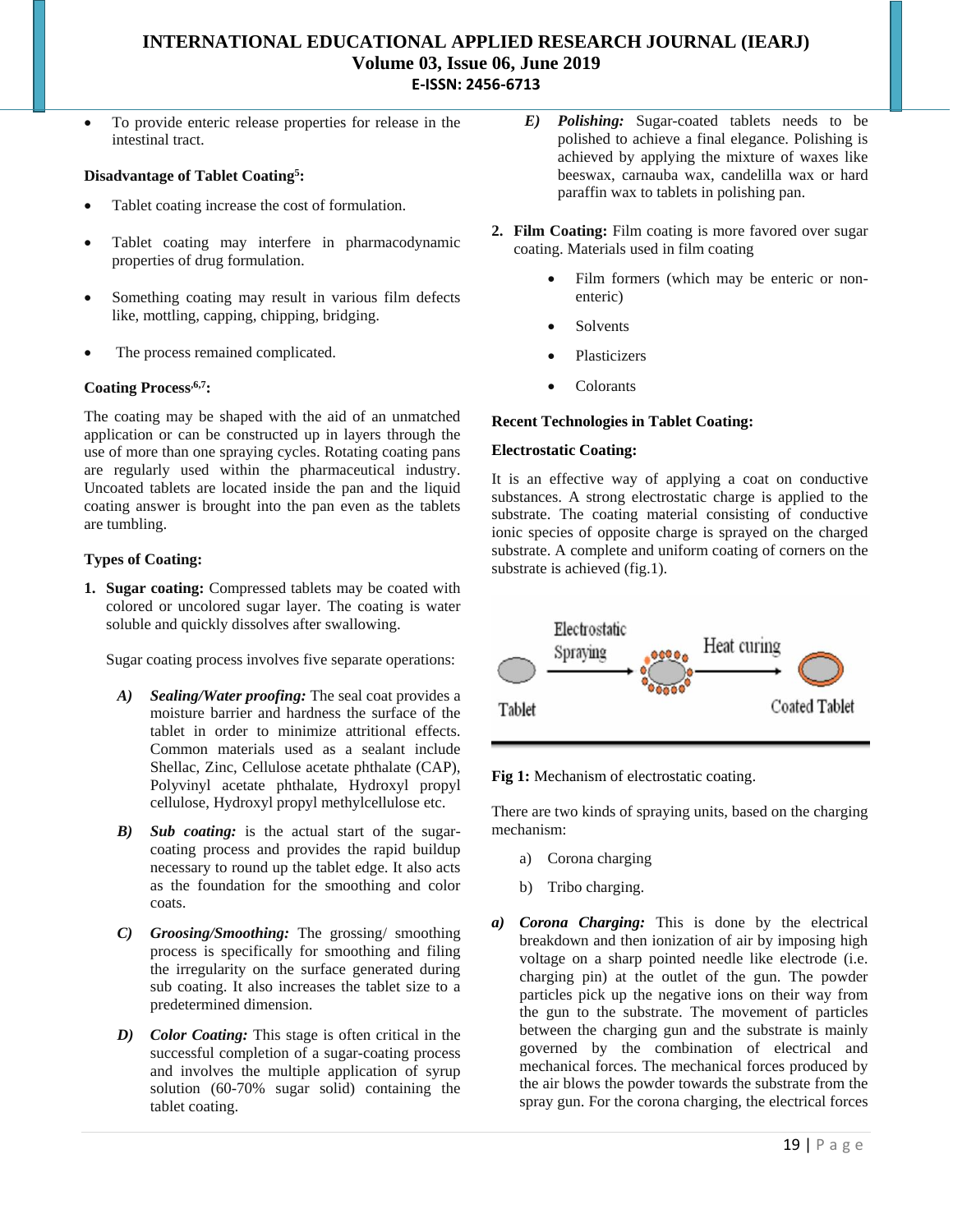- To provide enteric release properties for release in the intestinal tract.

**Disadvantage of Tablet Coating[5]:**

- Tablet coating increase the cost of formulation.
- Tablet coating may interfere in pharmacodynamic properties of drug formulation.
- Something coating may result in various film defects like, mottling, capping, chipping, bridging.
- The process remained complicated.

**Coating Process[6,7]:**

The coating may be shaped with the aid of an unmatched application or can be constructed up in layers through the use of more than one spraying cycles. Rotating coating pans are regularly used within the pharmaceutical industry. Uncoated tablets are located inside the pan and the liquid coating answer is brought into the pan even as the tablets are tumbling.

**Types of Coating:**

1. **Sugar coating:** Compressed tablets may be coated with colored or uncolored sugar layer. The coating is water soluble and quickly dissolves after swallowing.

   Sugar coating process involves five separate operations:

   ***A) Sealing/Water proofing:*** The seal coat provides a moisture barrier and hardness the surface of the tablet in order to minimize attritional effects. Common materials used as a sealant include Shellac, Zinc, Cellulose acetate phthalate (CAP), Polyvinyl acetate phthalate, Hydroxyl propyl cellulose, Hydroxyl propyl methylcellulose etc.

   ***B) Sub coating:*** is the actual start of the sugar-coating process and provides the rapid buildup necessary to round up the tablet edge. It also acts as the foundation for the smoothing and color coats.

   ***C) Groosing/Smoothing:*** The grossing/ smoothing process is specifically for smoothing and filing the irregularity on the surface generated during sub coating. It also increases the tablet size to a predetermined dimension.

   ***D) Color Coating:*** This stage is often critical in the successful completion of a sugar-coating process and involves the multiple application of syrup solution (60-70% sugar solid) containing the tablet coating.

   ***E) Polishing:*** Sugar-coated tablets needs to be polished to achieve a final elegance. Polishing is achieved by applying the mixture of waxes like beeswax, carnauba wax, candelilla wax or hard paraffin wax to tablets in polishing pan.

2. **Film Coating:** Film coating is more favored over sugar coating. Materials used in film coating

   - Film formers (which may be enteric or non-enteric)
   - Solvents
   - Plasticizers
   - Colorants

**Recent Technologies in Tablet Coating:**

**Electrostatic Coating:**

It is an effective way of applying a coat on conductive substances. A strong electrostatic charge is applied to the substrate. The coating material consisting of conductive ionic species of opposite charge is sprayed on the charged substrate. A complete and uniform coating of corners on the substrate is achieved (fig.1).

**Fig 1:** Mechanism of electrostatic coating.

There are two kinds of spraying units, based on the charging mechanism:

a) Corona charging

b) Tribo charging.

***a) Corona Charging:*** This is done by the electrical breakdown and then ionization of air by imposing high voltage on a sharp pointed needle like electrode (i.e. charging pin) at the outlet of the gun. The powder particles pick up the negative ions on their way from the gun to the substrate. The movement of particles between the charging gun and the substrate is mainly governed by the combination of electrical and mechanical forces. The mechanical forces produced by the air blows the powder towards the substrate from the spray gun. For the corona charging, the electrical forces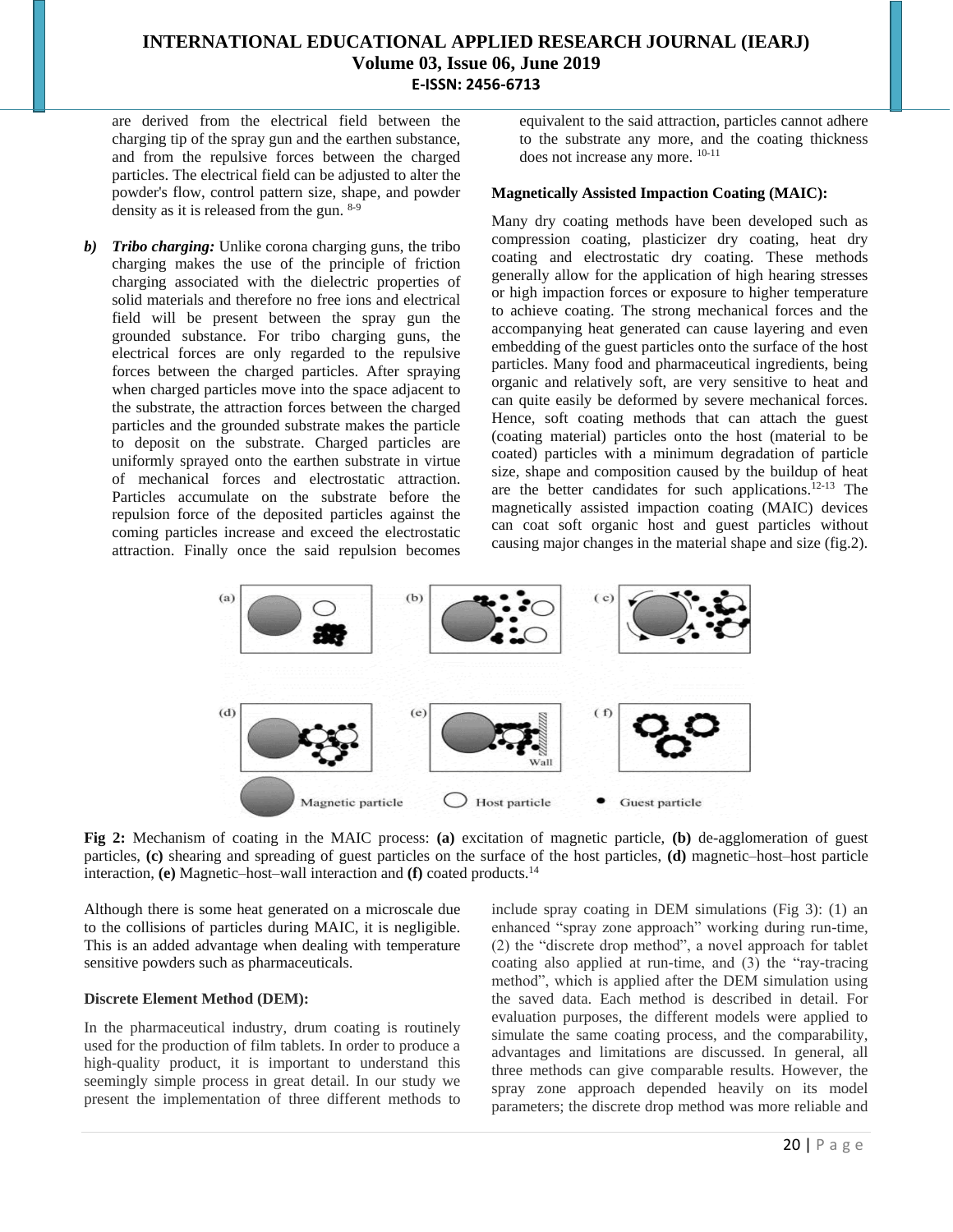are derived from the electrical field between the charging tip of the spray gun and the earthen substance, and from the repulsive forces between the charged particles. The electrical field can be adjusted to alter the powder's flow, control pattern size, shape, and powder density as it is released from the gun. [8-9]

***b)*** ***Tribo charging:*** Unlike corona charging guns, the tribo charging makes the use of the principle of friction charging associated with the dielectric properties of solid materials and therefore no free ions and electrical field will be present between the spray gun the grounded substance. For tribo charging guns, the electrical forces are only regarded to the repulsive forces between the charged particles. After spraying when charged particles move into the space adjacent to the substrate, the attraction forces between the charged particles and the grounded substrate makes the particle to deposit on the substrate. Charged particles are uniformly sprayed onto the earthen substrate in virtue of mechanical forces and electrostatic attraction. Particles accumulate on the substrate before the repulsion force of the deposited particles against the coming particles increase and exceed the electrostatic attraction. Finally once the said repulsion becomes equivalent to the said attraction, particles cannot adhere to the substrate any more, and the coating thickness does not increase any more. [10-11]

**Magnetically Assisted Impaction Coating (MAIC):**

Many dry coating methods have been developed such as compression coating, plasticizer dry coating, heat dry coating and electrostatic dry coating. These methods generally allow for the application of high hearing stresses or high impaction forces or exposure to higher temperature to achieve coating. The strong mechanical forces and the accompanying heat generated can cause layering and even embedding of the guest particles onto the surface of the host particles. Many food and pharmaceutical ingredients, being organic and relatively soft, are very sensitive to heat and can quite easily be deformed by severe mechanical forces. Hence, soft coating methods that can attach the guest (coating material) particles onto the host (material to be coated) particles with a minimum degradation of particle size, shape and composition caused by the buildup of heat are the better candidates for such applications.[12-13] The magnetically assisted impaction coating (MAIC) devices can coat soft organic host and guest particles without causing major changes in the material shape and size (fig.2).

**Fig 2:** Mechanism of coating in the MAIC process: **(a)** excitation of magnetic particle, **(b)** de-agglomeration of guest particles, **(c)** shearing and spreading of guest particles on the surface of the host particles, **(d)** magnetic–host–host particle interaction, **(e)** Magnetic–host–wall interaction and **(f)** coated products.[14]

Although there is some heat generated on a microscale due to the collisions of particles during MAIC, it is negligible. This is an added advantage when dealing with temperature sensitive powders such as pharmaceuticals.

**Discrete Element Method (DEM):**

In the pharmaceutical industry, drum coating is routinely used for the production of film tablets. In order to produce a high-quality product, it is important to understand this seemingly simple process in great detail. In our study we present the implementation of three different methods to include spray coating in DEM simulations (Fig 3): (1) an enhanced "spray zone approach" working during run-time, (2) the "discrete drop method", a novel approach for tablet coating also applied at run-time, and (3) the "ray-tracing method", which is applied after the DEM simulation using the saved data. Each method is described in detail. For evaluation purposes, the different models were applied to simulate the same coating process, and the comparability, advantages and limitations are discussed. In general, all three methods can give comparable results. However, the spray zone approach depended heavily on its model parameters; the discrete drop method was more reliable and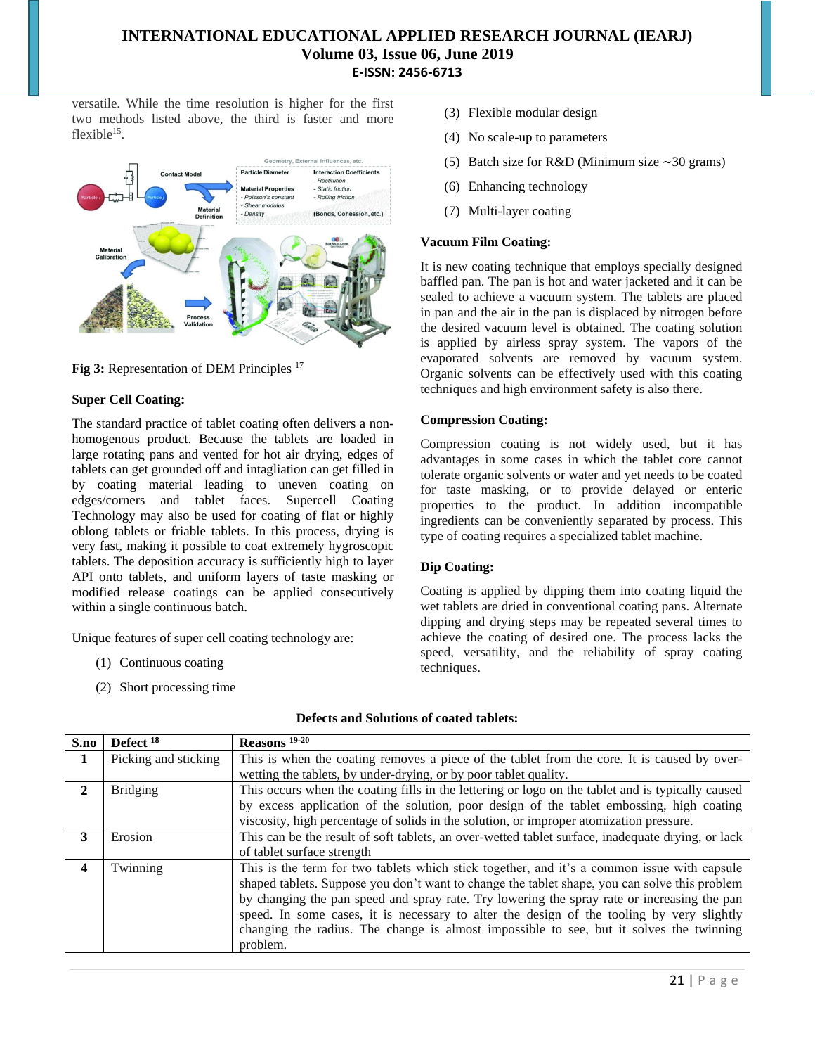versatile. While the time resolution is higher for the first two methods listed above, the third is faster and more flexible[15].

**Fig 3:** Representation of DEM Principles [17]

### Super Cell Coating:

The standard practice of tablet coating often delivers a non-homogenous product. Because the tablets are loaded in large rotating pans and vented for hot air drying, edges of tablets can get grounded off and intagliation can get filled in by coating material leading to uneven coating on edges/corners and tablet faces. Supercell Coating Technology may also be used for coating of flat or highly oblong tablets or friable tablets. In this process, drying is very fast, making it possible to coat extremely hygroscopic tablets. The deposition accuracy is sufficiently high to layer API onto tablets, and uniform layers of taste masking or modified release coatings can be applied consecutively within a single continuous batch.

Unique features of super cell coating technology are:

(1) Continuous coating
(2) Short processing time
(3) Flexible modular design
(4) No scale-up to parameters
(5) Batch size for R&D (Minimum size ∼30 grams)
(6) Enhancing technology
(7) Multi-layer coating

### Vacuum Film Coating:

It is new coating technique that employs specially designed baffled pan. The pan is hot and water jacketed and it can be sealed to achieve a vacuum system. The tablets are placed in pan and the air in the pan is displaced by nitrogen before the desired vacuum level is obtained. The coating solution is applied by airless spray system. The vapors of the evaporated solvents are removed by vacuum system. Organic solvents can be effectively used with this coating techniques and high environment safety is also there.

### Compression Coating:

Compression coating is not widely used, but it has advantages in some cases in which the tablet core cannot tolerate organic solvents or water and yet needs to be coated for taste masking, or to provide delayed or enteric properties to the product. In addition incompatible ingredients can be conveniently separated by process. This type of coating requires a specialized tablet machine.

### Dip Coating:

Coating is applied by dipping them into coating liquid the wet tablets are dried in conventional coating pans. Alternate dipping and drying steps may be repeated several times to achieve the coating of desired one. The process lacks the speed, versatility, and the reliability of spray coating techniques.

### Defects and Solutions of coated tablets:

| S.no | Defect [18] | Reasons [19-20] |
|---|---|---|
| 1 | Picking and sticking | This is when the coating removes a piece of the tablet from the core. It is caused by over-wetting the tablets, by under-drying, or by poor tablet quality. |
| 2 | Bridging | This occurs when the coating fills in the lettering or logo on the tablet and is typically caused by excess application of the solution, poor design of the tablet embossing, high coating viscosity, high percentage of solids in the solution, or improper atomization pressure. |
| 3 | Erosion | This can be the result of soft tablets, an over-wetted tablet surface, inadequate drying, or lack of tablet surface strength |
| 4 | Twinning | This is the term for two tablets which stick together, and it's a common issue with capsule shaped tablets. Suppose you don't want to change the tablet shape, you can solve this problem by changing the pan speed and spray rate. Try lowering the spray rate or increasing the pan speed. In some cases, it is necessary to alter the design of the tooling by very slightly changing the radius. The change is almost impossible to see, but it solves the twinning problem. |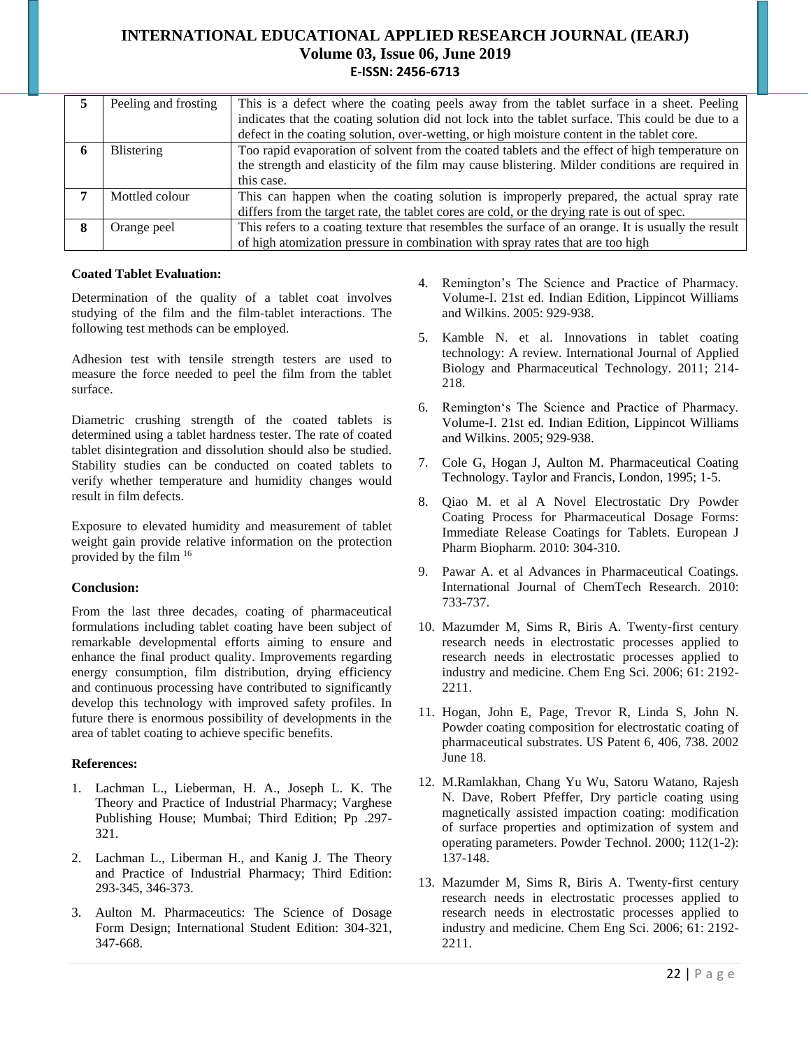| 5 | Peeling and frosting | This is a defect where the coating peels away from the tablet surface in a sheet. Peeling indicates that the coating solution did not lock into the tablet surface. This could be due to a defect in the coating solution, over-wetting, or high moisture content in the tablet core. |
|---|---|---|
| 6 | Blistering | Too rapid evaporation of solvent from the coated tablets and the effect of high temperature on the strength and elasticity of the film may cause blistering. Milder conditions are required in this case. |
| 7 | Mottled colour | This can happen when the coating solution is improperly prepared, the actual spray rate differs from the target rate, the tablet cores are cold, or the drying rate is out of spec. |
| 8 | Orange peel | This refers to a coating texture that resembles the surface of an orange. It is usually the result of high atomization pressure in combination with spray rates that are too high |

**Coated Tablet Evaluation:**

Determination of the quality of a tablet coat involves studying of the film and the film-tablet interactions. The following test methods can be employed.

Adhesion test with tensile strength testers are used to measure the force needed to peel the film from the tablet surface.

Diametric crushing strength of the coated tablets is determined using a tablet hardness tester. The rate of coated tablet disintegration and dissolution should also be studied. Stability studies can be conducted on coated tablets to verify whether temperature and humidity changes would result in film defects.

Exposure to elevated humidity and measurement of tablet weight gain provide relative information on the protection provided by the film [16]

**Conclusion:**

From the last three decades, coating of pharmaceutical formulations including tablet coating have been subject of remarkable developmental efforts aiming to ensure and enhance the final product quality. Improvements regarding energy consumption, film distribution, drying efficiency and continuous processing have contributed to significantly develop this technology with improved safety profiles. In future there is enormous possibility of developments in the area of tablet coating to achieve specific benefits.

**References:**

1. Lachman L., Lieberman, H. A., Joseph L. K. The Theory and Practice of Industrial Pharmacy; Varghese Publishing House; Mumbai; Third Edition; Pp .297-321.
2. Lachman L., Liberman H., and Kanig J. The Theory and Practice of Industrial Pharmacy; Third Edition: 293-345, 346-373.
3. Aulton M. Pharmaceutics: The Science of Dosage Form Design; International Student Edition: 304-321, 347-668.
4. Remington's The Science and Practice of Pharmacy. Volume-I. 21st ed. Indian Edition, Lippincot Williams and Wilkins. 2005: 929-938.
5. Kamble N. et al. Innovations in tablet coating technology: A review. International Journal of Applied Biology and Pharmaceutical Technology. 2011; 214-218.
6. Remington's The Science and Practice of Pharmacy. Volume-I. 21st ed. Indian Edition, Lippincot Williams and Wilkins. 2005; 929-938.
7. Cole G, Hogan J, Aulton M. Pharmaceutical Coating Technology. Taylor and Francis, London, 1995; 1-5.
8. Qiao M. et al A Novel Electrostatic Dry Powder Coating Process for Pharmaceutical Dosage Forms: Immediate Release Coatings for Tablets. European J Pharm Biopharm. 2010: 304-310.
9. Pawar A. et al Advances in Pharmaceutical Coatings. International Journal of ChemTech Research. 2010: 733-737.
10. Mazumder M, Sims R, Biris A. Twenty-first century research needs in electrostatic processes applied to research needs in electrostatic processes applied to industry and medicine. Chem Eng Sci. 2006; 61: 2192-2211.
11. Hogan, John E, Page, Trevor R, Linda S, John N. Powder coating composition for electrostatic coating of pharmaceutical substrates. US Patent 6, 406, 738. 2002 June 18.
12. M.Ramlakhan, Chang Yu Wu, Satoru Watano, Rajesh N. Dave, Robert Pfeffer, Dry particle coating using magnetically assisted impaction coating: modification of surface properties and optimization of system and operating parameters. Powder Technol. 2000; 112(1-2): 137-148.
13. Mazumder M, Sims R, Biris A. Twenty-first century research needs in electrostatic processes applied to research needs in electrostatic processes applied to industry and medicine. Chem Eng Sci. 2006; 61: 2192-2211.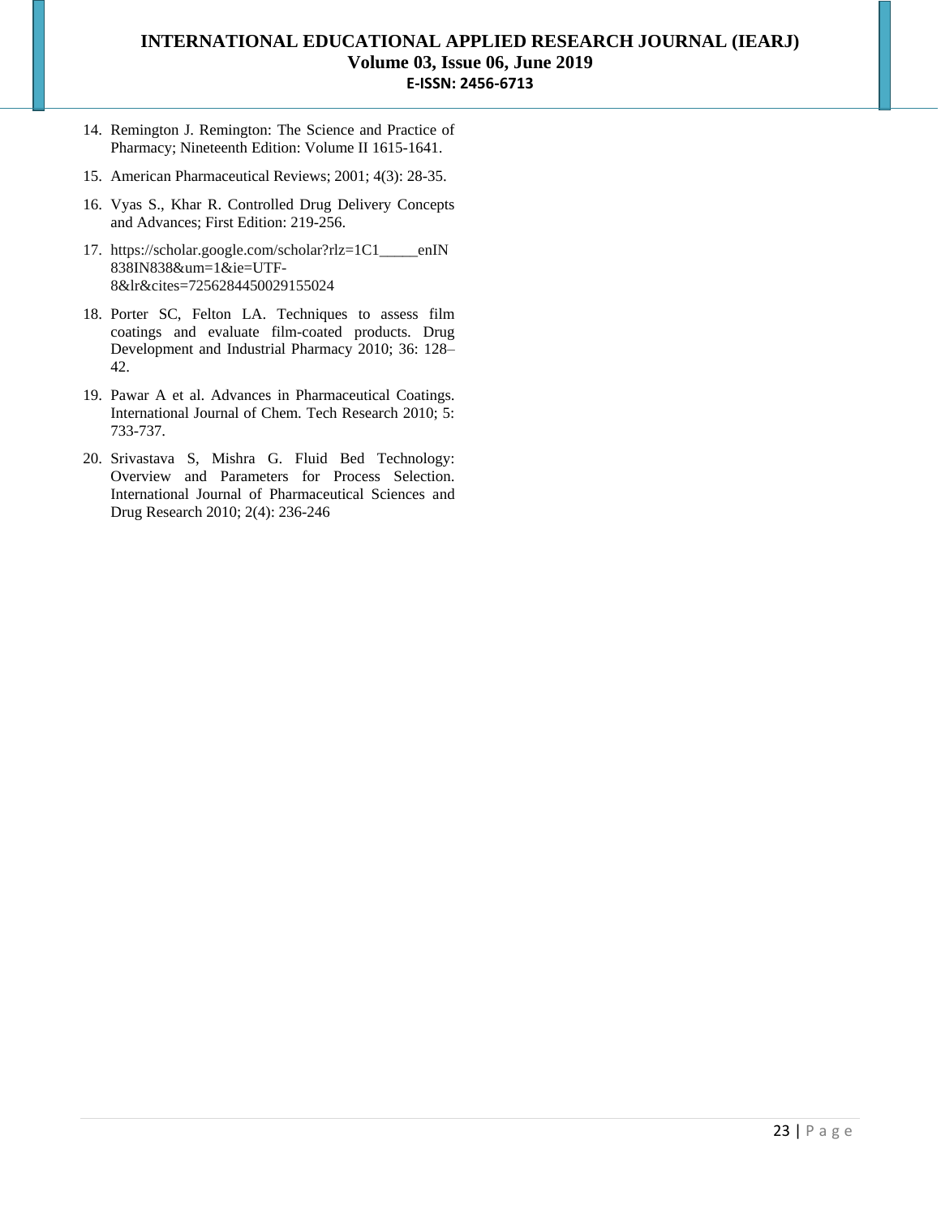14. Remington J. Remington: The Science and Practice of Pharmacy; Nineteenth Edition: Volume II 1615-1641.
15. American Pharmaceutical Reviews; 2001; 4(3): 28-35.
16. Vyas S., Khar R. Controlled Drug Delivery Concepts and Advances; First Edition: 219-256.
17. https://scholar.google.com/scholar?rlz=1C1_____enIN838IN838&um=1&ie=UTF-8&lr&cites=7256284450029155024
18. Porter SC, Felton LA. Techniques to assess film coatings and evaluate film-coated products. Drug Development and Industrial Pharmacy 2010; 36: 128–42.
19. Pawar A et al. Advances in Pharmaceutical Coatings. International Journal of Chem. Tech Research 2010; 5: 733-737.
20. Srivastava S, Mishra G. Fluid Bed Technology: Overview and Parameters for Process Selection. International Journal of Pharmaceutical Sciences and Drug Research 2010; 2(4): 236-246